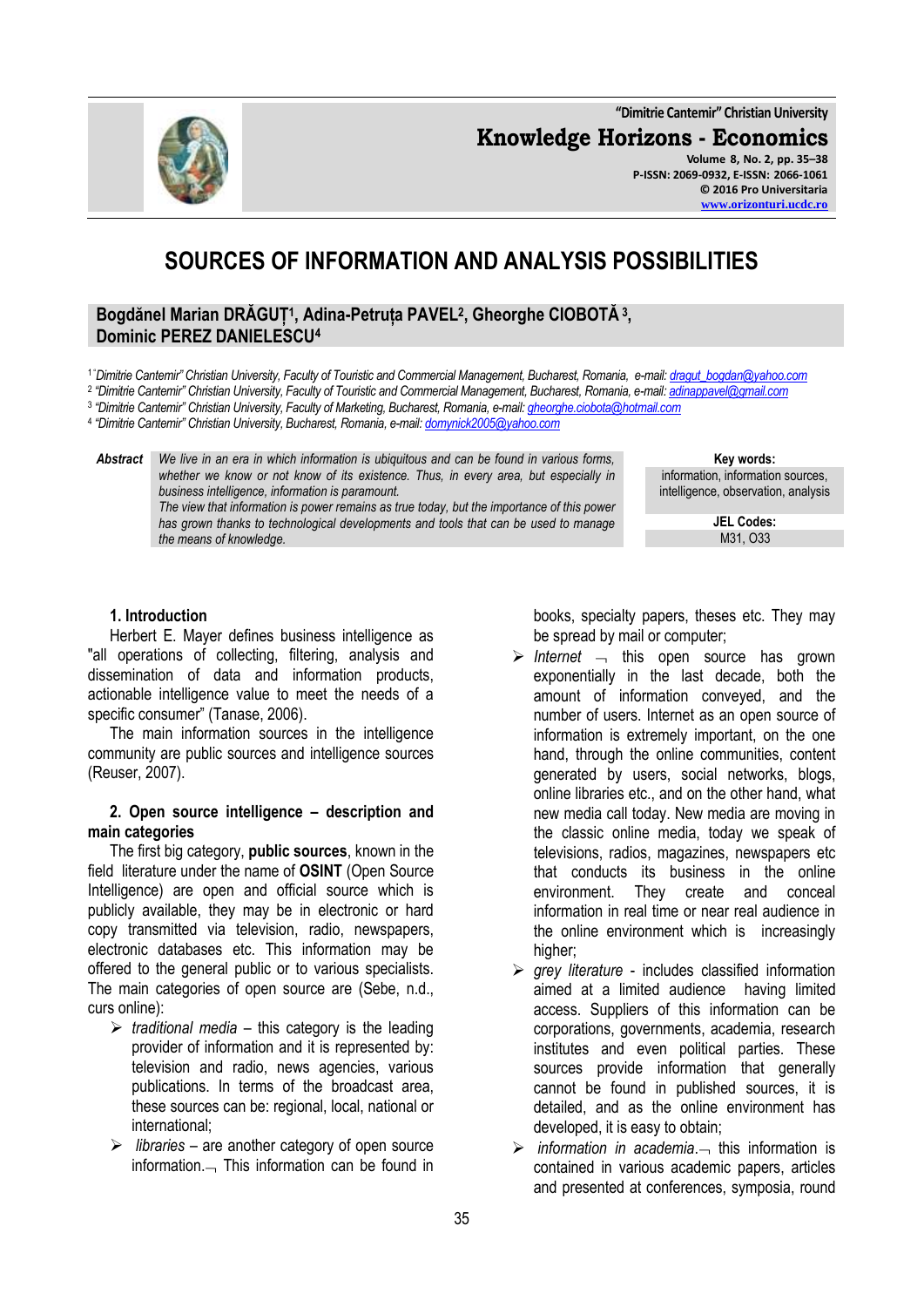# SOURCES OF INFORMATION AND ANALYSIS POSSIBILITIES

**Bogdănel Marian DRĂGUȚ[1], Adina-Petruța PAVEL[2], Gheorghe CIOBOTĂ[3], Dominic PEREZ DANIELESCU[4]**

[1] "Dimitrie Cantemir" Christian University, Faculty of Touristic and Commercial Management, Bucharest, Romania, e-mail: dragut_bogdan@yahoo.com
[2] "Dimitrie Cantemir" Christian University, Faculty of Touristic and Commercial Management, Bucharest, Romania, e-mail: adinappavel@gmail.com
[3] "Dimitrie Cantemir" Christian University, Faculty of Marketing, Bucharest, Romania, e-mail: gheorghe.ciobota@hotmail.com
[4] "Dimitrie Cantemir" Christian University, Bucharest, Romania, e-mail: domynick2005@yahoo.com

**Abstract** *We live in an era in which information is ubiquitous and can be found in various forms, whether we know or not know of its existence. Thus, in every area, but especially in business intelligence, information is paramount.*
*The view that information is power remains as true today, but the importance of this power has grown thanks to technological developments and tools that can be used to manage the means of knowledge.*

**Key words:** information, information sources, intelligence, observation, analysis

**JEL Codes:** M31, O33

## 1. Introduction

Herbert E. Mayer defines business intelligence as "all operations of collecting, filtering, analysis and dissemination of data and information products, actionable intelligence value to meet the needs of a specific consumer" (Tanase, 2006).

The main information sources in the intelligence community are public sources and intelligence sources (Reuser, 2007).

## 2. Open source intelligence – description and main categories

The first big category, **public sources**, known in the field literature under the name of **OSINT** (Open Source Intelligence) are open and official source which is publicly available, they may be in electronic or hard copy transmitted via television, radio, newspapers, electronic databases etc. This information may be offered to the general public or to various specialists. The main categories of open source are (Sebe, n.d., curs online):

- *traditional media* – this category is the leading provider of information and it is represented by: television and radio, news agencies, various publications. In terms of the broadcast area, these sources can be: regional, local, national or international;
- *libraries* – are another category of open source information.¬ This information can be found in books, specialty papers, theses etc. They may be spread by mail or computer;
- *Internet* ¬ this open source has grown exponentially in the last decade, both the amount of information conveyed, and the number of users. Internet as an open source of information is extremely important, on the one hand, through the online communities, content generated by users, social networks, blogs, online libraries etc., and on the other hand, what new media call today. New media are moving in the classic online media, today we speak of televisions, radios, magazines, newspapers etc that conducts its business in the online environment. They create and conceal information in real time or near real audience in the online environment which is increasingly higher;
- *grey literature* - includes classified information aimed at a limited audience having limited access. Suppliers of this information can be corporations, governments, academia, research institutes and even political parties. These sources provide information that generally cannot be found in published sources, it is detailed, and as the online environment has developed, it is easy to obtain;
- *information in academia*.¬ this information is contained in various academic papers, articles and presented at conferences, symposia, round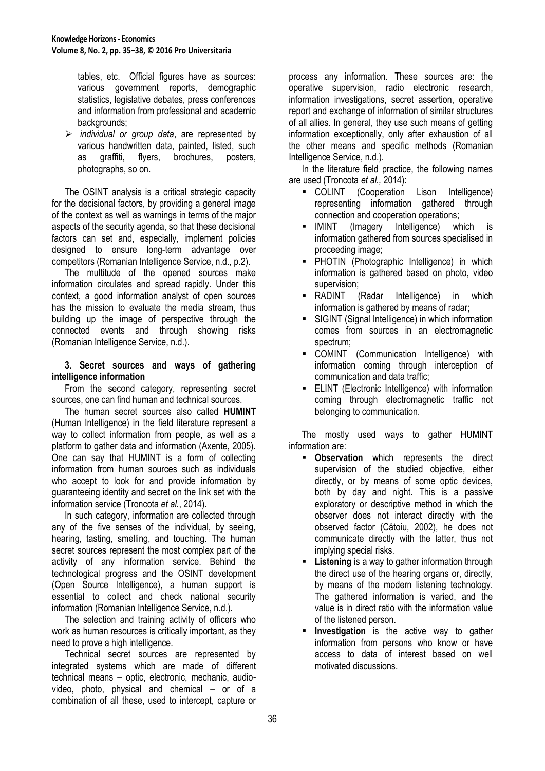tables, etc. Official figures have as sources: various government reports, demographic statistics, legislative debates, press conferences and information from professional and academic backgrounds;

- *individual or group data*, are represented by various handwritten data, painted, listed, such as graffiti, flyers, brochures, posters, photographs, so on.

The OSINT analysis is a critical strategic capacity for the decisional factors, by providing a general image of the context as well as warnings in terms of the major aspects of the security agenda, so that these decisional factors can set and, especially, implement policies designed to ensure long-term advantage over competitors (Romanian Intelligence Service, n.d., p.2).

The multitude of the opened sources make information circulates and spread rapidly. Under this context, a good information analyst of open sources has the mission to evaluate the media stream, thus building up the image of perspective through the connected events and through showing risks (Romanian Intelligence Service, n.d.).

### 3. Secret sources and ways of gathering intelligence information

From the second category, representing secret sources, one can find human and technical sources.

The human secret sources also called **HUMINT** (Human Intelligence) in the field literature represent a way to collect information from people, as well as a platform to gather data and information (Axente, 2005). One can say that HUMINT is a form of collecting information from human sources such as individuals who accept to look for and provide information by guaranteeing identity and secret on the link set with the information service (Troncota *et al.*, 2014).

In such category, information are collected through any of the five senses of the individual, by seeing, hearing, tasting, smelling, and touching. The human secret sources represent the most complex part of the activity of any information service. Behind the technological progress and the OSINT development (Open Source Intelligence), a human support is essential to collect and check national security information (Romanian Intelligence Service, n.d.).

The selection and training activity of officers who work as human resources is critically important, as they need to prove a high intelligence.

Technical secret sources are represented by integrated systems which are made of different technical means – optic, electronic, mechanic, audio-video, photo, physical and chemical – or of a combination of all these, used to intercept, capture or process any information. These sources are: the operative supervision, radio electronic research, information investigations, secret assertion, operative report and exchange of information of similar structures of all allies. In general, they use such means of getting information exceptionally, only after exhaustion of all the other means and specific methods (Romanian Intelligence Service, n.d.).

In the literature field practice, the following names are used (Troncota *et al.,* 2014):

- COLINT (Cooperation Lison Intelligence) representing information gathered through connection and cooperation operations;
- IMINT (Imagery Intelligence) which is information gathered from sources specialised in proceeding image;
- PHOTIN (Photographic Intelligence) in which information is gathered based on photo, video supervision;
- RADINT (Radar Intelligence) in which information is gathered by means of radar;
- SIGINT (Signal Intelligence) in which information comes from sources in an electromagnetic spectrum;
- COMINT (Communication Intelligence) with information coming through interception of communication and data traffic;
- ELINT (Electronic Intelligence) with information coming through electromagnetic traffic not belonging to communication.

The mostly used ways to gather HUMINT information are:

- **Observation** which represents the direct supervision of the studied objective, either directly, or by means of some optic devices, both by day and night. This is a passive exploratory or descriptive method in which the observer does not interact directly with the observed factor (Cătoiu, 2002), he does not communicate directly with the latter, thus not implying special risks.
- **Listening** is a way to gather information through the direct use of the hearing organs or, directly, by means of the modern listening technology. The gathered information is varied, and the value is in direct ratio with the information value of the listened person.
- **Investigation** is the active way to gather information from persons who know or have access to data of interest based on well motivated discussions.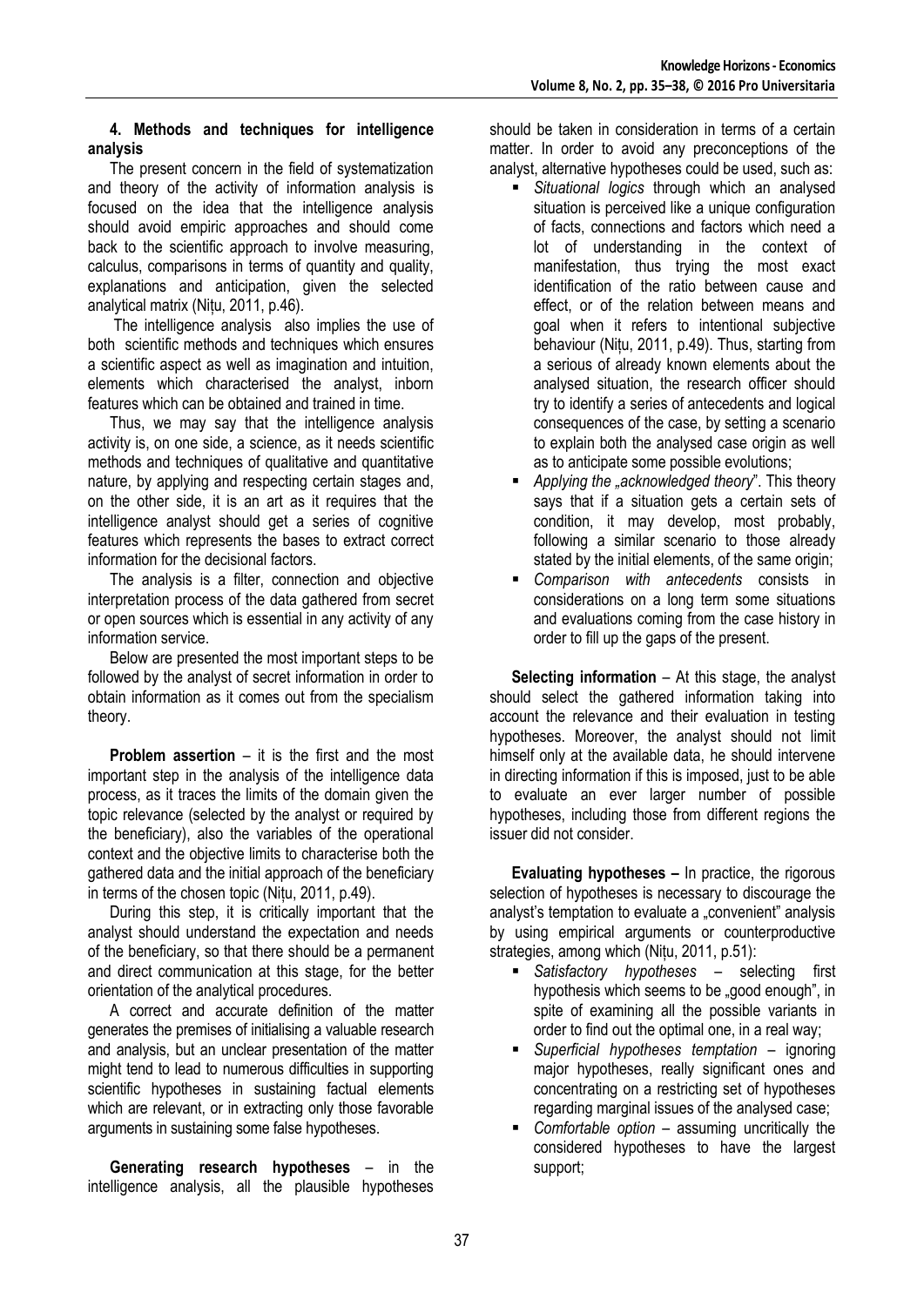**4. Methods and techniques for intelligence analysis**

The present concern in the field of systematization and theory of the activity of information analysis is focused on the idea that the intelligence analysis should avoid empiric approaches and should come back to the scientific approach to involve measuring, calculus, comparisons in terms of quantity and quality, explanations and anticipation, given the selected analytical matrix (Nițu, 2011, p.46).

The intelligence analysis also implies the use of both scientific methods and techniques which ensures a scientific aspect as well as imagination and intuition, elements which characterised the analyst, inborn features which can be obtained and trained in time.

Thus, we may say that the intelligence analysis activity is, on one side, a science, as it needs scientific methods and techniques of qualitative and quantitative nature, by applying and respecting certain stages and, on the other side, it is an art as it requires that the intelligence analyst should get a series of cognitive features which represents the bases to extract correct information for the decisional factors.

The analysis is a filter, connection and objective interpretation process of the data gathered from secret or open sources which is essential in any activity of any information service.

Below are presented the most important steps to be followed by the analyst of secret information in order to obtain information as it comes out from the specialism theory.

**Problem assertion** – it is the first and the most important step in the analysis of the intelligence data process, as it traces the limits of the domain given the topic relevance (selected by the analyst or required by the beneficiary), also the variables of the operational context and the objective limits to characterise both the gathered data and the initial approach of the beneficiary in terms of the chosen topic (Nițu, 2011, p.49).

During this step, it is critically important that the analyst should understand the expectation and needs of the beneficiary, so that there should be a permanent and direct communication at this stage, for the better orientation of the analytical procedures.

A correct and accurate definition of the matter generates the premises of initialising a valuable research and analysis, but an unclear presentation of the matter might tend to lead to numerous difficulties in supporting scientific hypotheses in sustaining factual elements which are relevant, or in extracting only those favorable arguments in sustaining some false hypotheses.

**Generating research hypotheses** – in the intelligence analysis, all the plausible hypotheses should be taken in consideration in terms of a certain matter. In order to avoid any preconceptions of the analyst, alternative hypotheses could be used, such as:

- *Situational logics* through which an analysed situation is perceived like a unique configuration of facts, connections and factors which need a lot of understanding in the context of manifestation, thus trying the most exact identification of the ratio between cause and effect, or of the relation between means and goal when it refers to intentional subjective behaviour (Nițu, 2011, p.49). Thus, starting from a serious of already known elements about the analysed situation, the research officer should try to identify a series of antecedents and logical consequences of the case, by setting a scenario to explain both the analysed case origin as well as to anticipate some possible evolutions;
- *Applying the „acknowledged theory*". This theory says that if a situation gets a certain sets of condition, it may develop, most probably, following a similar scenario to those already stated by the initial elements, of the same origin;
- *Comparison with antecedents* consists in considerations on a long term some situations and evaluations coming from the case history in order to fill up the gaps of the present.

**Selecting information** – At this stage, the analyst should select the gathered information taking into account the relevance and their evaluation in testing hypotheses. Moreover, the analyst should not limit himself only at the available data, he should intervene in directing information if this is imposed, just to be able to evaluate an ever larger number of possible hypotheses, including those from different regions the issuer did not consider.

**Evaluating hypotheses –** In practice, the rigorous selection of hypotheses is necessary to discourage the analyst's temptation to evaluate a „convenient" analysis by using empirical arguments or counterproductive strategies, among which (Nițu, 2011, p.51):

- *Satisfactory hypotheses* – selecting first hypothesis which seems to be „good enough", in spite of examining all the possible variants in order to find out the optimal one, in a real way;
- *Superficial hypotheses temptation* – ignoring major hypotheses, really significant ones and concentrating on a restricting set of hypotheses regarding marginal issues of the analysed case;
- *Comfortable option* – assuming uncritically the considered hypotheses to have the largest support;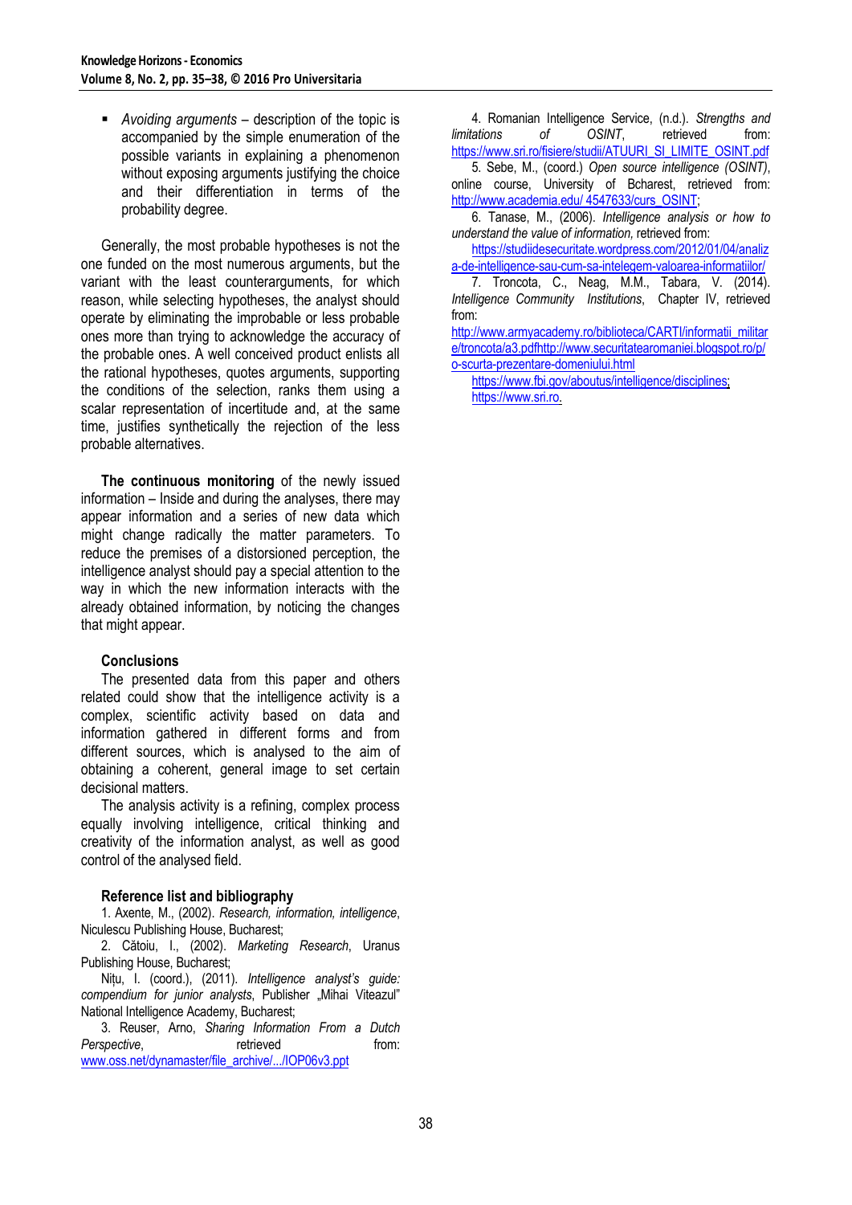- *Avoiding arguments* – description of the topic is accompanied by the simple enumeration of the possible variants in explaining a phenomenon without exposing arguments justifying the choice and their differentiation in terms of the probability degree.

Generally, the most probable hypotheses is not the one funded on the most numerous arguments, but the variant with the least counterarguments, for which reason, while selecting hypotheses, the analyst should operate by eliminating the improbable or less probable ones more than trying to acknowledge the accuracy of the probable ones. A well conceived product enlists all the rational hypotheses, quotes arguments, supporting the conditions of the selection, ranks them using a scalar representation of incertitude and, at the same time, justifies synthetically the rejection of the less probable alternatives.

**The continuous monitoring** of the newly issued information – Inside and during the analyses, there may appear information and a series of new data which might change radically the matter parameters. To reduce the premises of a distorsioned perception, the intelligence analyst should pay a special attention to the way in which the new information interacts with the already obtained information, by noticing the changes that might appear.

### Conclusions

The presented data from this paper and others related could show that the intelligence activity is a complex, scientific activity based on data and information gathered in different forms and from different sources, which is analysed to the aim of obtaining a coherent, general image to set certain decisional matters.

The analysis activity is a refining, complex process equally involving intelligence, critical thinking and creativity of the information analyst, as well as good control of the analysed field.

### Reference list and bibliography

1. Axente, M., (2002). *Research, information, intelligence*, Niculescu Publishing House, Bucharest;
2. Cătoiu, I., (2002). *Marketing Research*, Uranus Publishing House, Bucharest;

Nițu, I. (coord.), (2011). *Intelligence analyst's guide: compendium for junior analysts*, Publisher „Mihai Viteazul" National Intelligence Academy, Bucharest;

3. Reuser, Arno, *Sharing Information From a Dutch Perspective*, retrieved from: www.oss.net/dynamaster/file_archive/.../IOP06v3.ppt
4. Romanian Intelligence Service, (n.d.). *Strengths and limitations of OSINT*, retrieved from: https://www.sri.ro/fisiere/studii/ATUURI_SI_LIMITE_OSINT.pdf
5. Sebe, M., (coord.) *Open source intelligence (OSINT)*, online course, University of Bcharest, retrieved from: http://www.academia.edu/ 4547633/curs_OSINT;
6. Tanase, M., (2006). *Intelligence analysis or how to understand the value of information,* retrieved from: https://studiidesecuritate.wordpress.com/2012/01/04/analiza-de-intelligence-sau-cum-sa-intelegem-valoarea-informatiilor/
7. Troncota, C., Neag, M.M., Tabara, V. (2014). *Intelligence Community Institutions*, Chapter IV, retrieved from: http://www.armyacademy.ro/biblioteca/CARTI/informatii_militare/troncota/a3.pdfhttp://www.securitatearomaniei.blogspot.ro/p/o-scurta-prezentare-domeniului.html

https://www.fbi.gov/aboutus/intelligence/disciplines;
https://www.sri.ro.